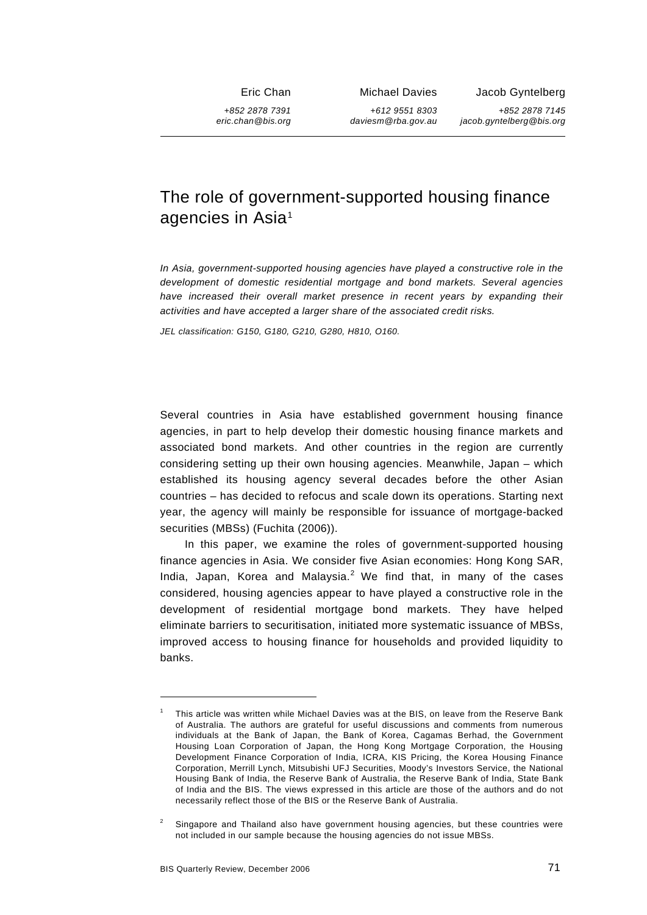Eric Chan
+852 2878 7391
eric.chan@bis.org

Michael Davies
+612 9551 8303
daviesm@rba.gov.au

Jacob Gyntelberg
+852 2878 7145
jacob.gyntelberg@bis.org

# The role of government-supported housing finance agencies in Asia[1]

*In Asia, government-supported housing agencies have played a constructive role in the development of domestic residential mortgage and bond markets. Several agencies have increased their overall market presence in recent years by expanding their activities and have accepted a larger share of the associated credit risks.*

*JEL classification: G150, G180, G210, G280, H810, O160.*

Several countries in Asia have established government housing finance agencies, in part to help develop their domestic housing finance markets and associated bond markets. And other countries in the region are currently considering setting up their own housing agencies. Meanwhile, Japan – which established its housing agency several decades before the other Asian countries – has decided to refocus and scale down its operations. Starting next year, the agency will mainly be responsible for issuance of mortgage-backed securities (MBSs) (Fuchita (2006)).

In this paper, we examine the roles of government-supported housing finance agencies in Asia. We consider five Asian economies: Hong Kong SAR, India, Japan, Korea and Malaysia.[2] We find that, in many of the cases considered, housing agencies appear to have played a constructive role in the development of residential mortgage bond markets. They have helped eliminate barriers to securitisation, initiated more systematic issuance of MBSs, improved access to housing finance for households and provided liquidity to banks.

---

[1] This article was written while Michael Davies was at the BIS, on leave from the Reserve Bank of Australia. The authors are grateful for useful discussions and comments from numerous individuals at the Bank of Japan, the Bank of Korea, Cagamas Berhad, the Government Housing Loan Corporation of Japan, the Hong Kong Mortgage Corporation, the Housing Development Finance Corporation of India, ICRA, KIS Pricing, the Korea Housing Finance Corporation, Merrill Lynch, Mitsubishi UFJ Securities, Moody's Investors Service, the National Housing Bank of India, the Reserve Bank of Australia, the Reserve Bank of India, State Bank of India and the BIS. The views expressed in this article are those of the authors and do not necessarily reflect those of the BIS or the Reserve Bank of Australia.

[2] Singapore and Thailand also have government housing agencies, but these countries were not included in our sample because the housing agencies do not issue MBSs.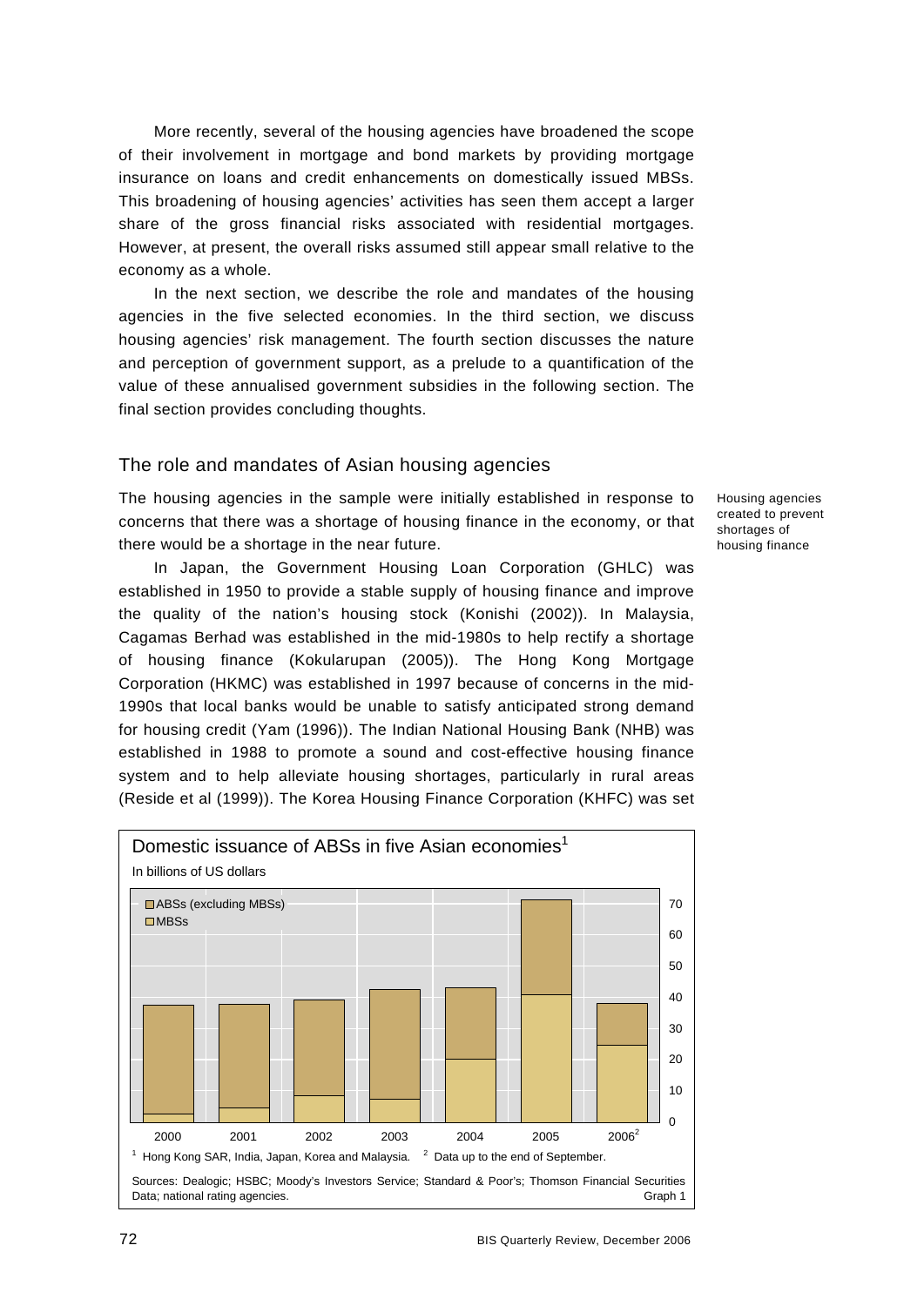More recently, several of the housing agencies have broadened the scope of their involvement in mortgage and bond markets by providing mortgage insurance on loans and credit enhancements on domestically issued MBSs. This broadening of housing agencies' activities has seen them accept a larger share of the gross financial risks associated with residential mortgages. However, at present, the overall risks assumed still appear small relative to the economy as a whole.

In the next section, we describe the role and mandates of the housing agencies in the five selected economies. In the third section, we discuss housing agencies' risk management. The fourth section discusses the nature and perception of government support, as a prelude to a quantification of the value of these annualised government subsidies in the following section. The final section provides concluding thoughts.

## The role and mandates of Asian housing agencies

Housing agencies created to prevent shortages of housing finance

The housing agencies in the sample were initially established in response to concerns that there was a shortage of housing finance in the economy, or that there would be a shortage in the near future.

In Japan, the Government Housing Loan Corporation (GHLC) was established in 1950 to provide a stable supply of housing finance and improve the quality of the nation's housing stock (Konishi (2002)). In Malaysia, Cagamas Berhad was established in the mid-1980s to help rectify a shortage of housing finance (Kokularupan (2005)). The Hong Kong Mortgage Corporation (HKMC) was established in 1997 because of concerns in the mid-1990s that local banks would be unable to satisfy anticipated strong demand for housing credit (Yam (1996)). The Indian National Housing Bank (NHB) was established in 1988 to promote a sound and cost-effective housing finance system and to help alleviate housing shortages, particularly in rural areas (Reside et al (1999)). The Korea Housing Finance Corporation (KHFC) was set

**Domestic issuance of ABSs in five Asian economies[1]**

In billions of US dollars

Legend: ABSs (excluding MBSs); MBSs

Years: 2000, 2001, 2002, 2003, 2004, 2005, 2006[2]

[1] Hong Kong SAR, India, Japan, Korea and Malaysia. [2] Data up to the end of September.

Sources: Dealogic; HSBC; Moody's Investors Service; Standard & Poor's; Thomson Financial Securities Data; national rating agencies.

Graph 1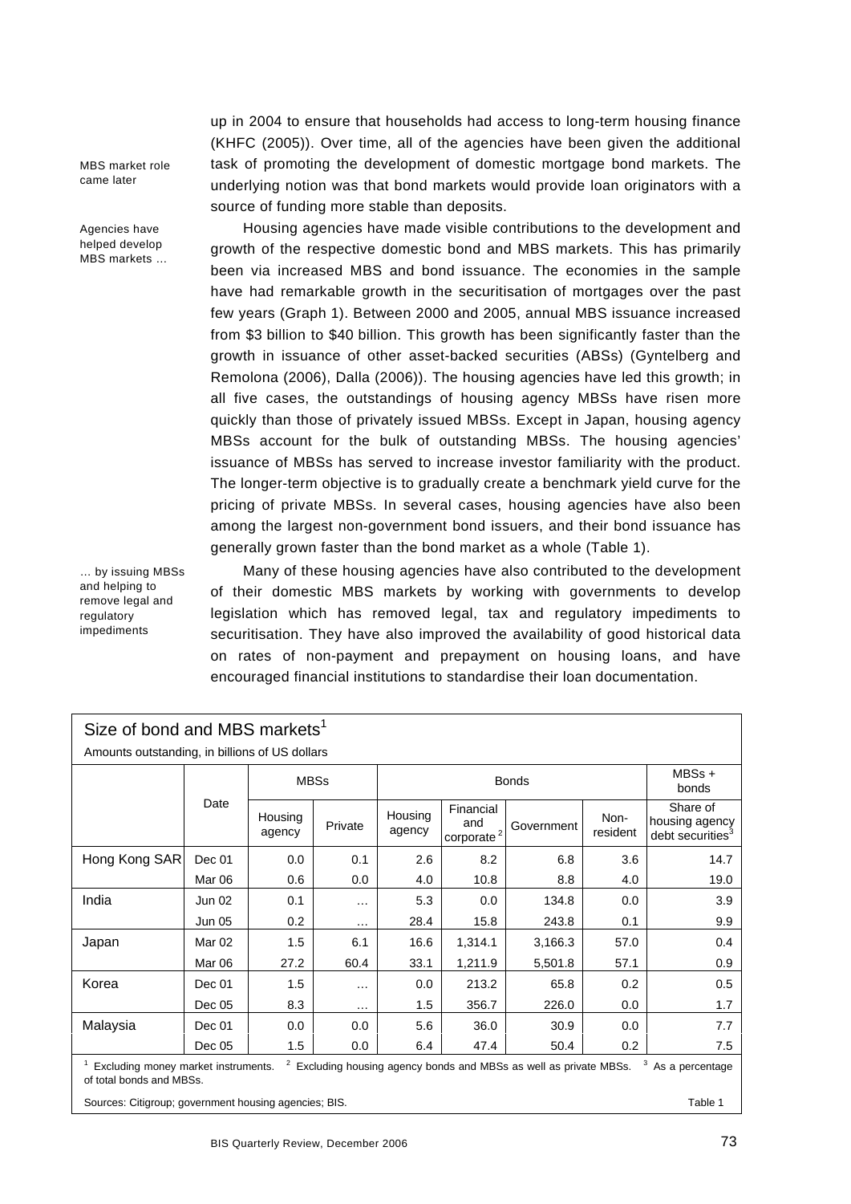up in 2004 to ensure that households had access to long-term housing finance (KHFC (2005)). Over time, all of the agencies have been given the additional task of promoting the development of domestic mortgage bond markets. The underlying notion was that bond markets would provide loan originators with a source of funding more stable than deposits.

MBS market role came later

Agencies have helped develop MBS markets …

Housing agencies have made visible contributions to the development and growth of the respective domestic bond and MBS markets. This has primarily been via increased MBS and bond issuance. The economies in the sample have had remarkable growth in the securitisation of mortgages over the past few years (Graph 1). Between 2000 and 2005, annual MBS issuance increased from $3 billion to $40 billion. This growth has been significantly faster than the growth in issuance of other asset-backed securities (ABSs) (Gyntelberg and Remolona (2006), Dalla (2006)). The housing agencies have led this growth; in all five cases, the outstandings of housing agency MBSs have risen more quickly than those of privately issued MBSs. Except in Japan, housing agency MBSs account for the bulk of outstanding MBSs. The housing agencies' issuance of MBSs has served to increase investor familiarity with the product. The longer-term objective is to gradually create a benchmark yield curve for the pricing of private MBSs. In several cases, housing agencies have also been among the largest non-government bond issuers, and their bond issuance has generally grown faster than the bond market as a whole (Table 1).

… by issuing MBSs and helping to remove legal and regulatory impediments

Many of these housing agencies have also contributed to the development of their domestic MBS markets by working with governments to develop legislation which has removed legal, tax and regulatory impediments to securitisation. They have also improved the availability of good historical data on rates of non-payment and prepayment on housing loans, and have encouraged financial institutions to standardise their loan documentation.

**Size of bond and MBS markets**[1]

Amounts outstanding, in billions of US dollars

| | Date | MBSs | | Bonds | | | | MBSs + bonds |
|---|---|---|---|---|---|---|---|---|
| | | Housing agency | Private | Housing agency | Financial and corporate[2] | Government | Non-resident | Share of housing agency debt securities[3] |
| Hong Kong SAR | Dec 01 | 0.0 | 0.1 | 2.6 | 8.2 | 6.8 | 3.6 | 14.7 |
| | Mar 06 | 0.6 | 0.0 | 4.0 | 10.8 | 8.8 | 4.0 | 19.0 |
| India | Jun 02 | 0.1 | … | 5.3 | 0.0 | 134.8 | 0.0 | 3.9 |
| | Jun 05 | 0.2 | … | 28.4 | 15.8 | 243.8 | 0.1 | 9.9 |
| Japan | Mar 02 | 1.5 | 6.1 | 16.6 | 1,314.1 | 3,166.3 | 57.0 | 0.4 |
| | Mar 06 | 27.2 | 60.4 | 33.1 | 1,211.9 | 5,501.8 | 57.1 | 0.9 |
| Korea | Dec 01 | 1.5 | … | 0.0 | 213.2 | 65.8 | 0.2 | 0.5 |
| | Dec 05 | 8.3 | … | 1.5 | 356.7 | 226.0 | 0.0 | 1.7 |
| Malaysia | Dec 01 | 0.0 | 0.0 | 5.6 | 36.0 | 30.9 | 0.0 | 7.7 |
| | Dec 05 | 1.5 | 0.0 | 6.4 | 47.4 | 50.4 | 0.2 | 7.5 |

[1] Excluding money market instruments. [2] Excluding housing agency bonds and MBSs as well as private MBSs. [3] As a percentage of total bonds and MBSs.

Sources: Citigroup; government housing agencies; BIS. Table 1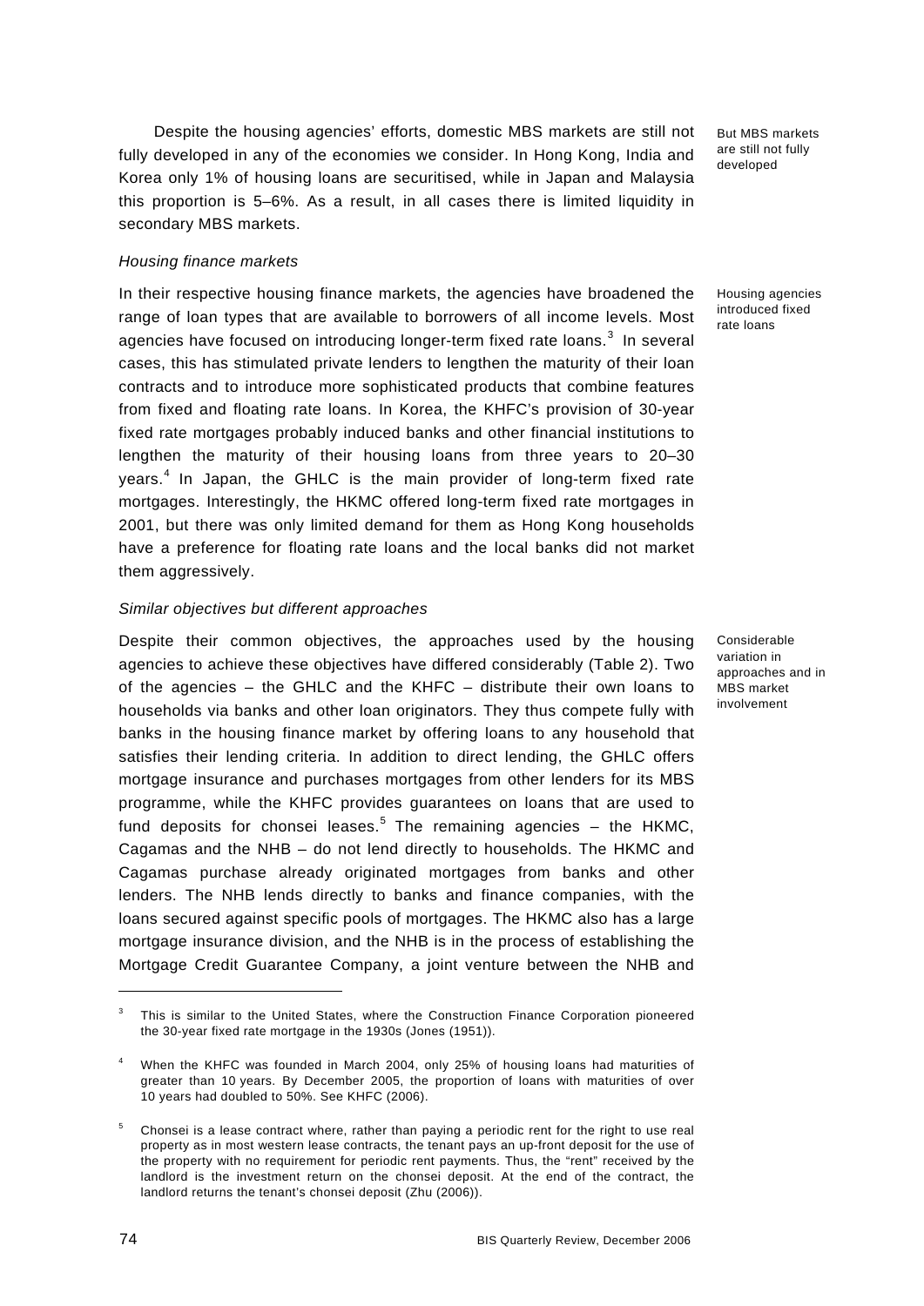Despite the housing agencies' efforts, domestic MBS markets are still not fully developed in any of the economies we consider. In Hong Kong, India and Korea only 1% of housing loans are securitised, while in Japan and Malaysia this proportion is 5–6%. As a result, in all cases there is limited liquidity in secondary MBS markets.

But MBS markets are still not fully developed

*Housing finance markets*

In their respective housing finance markets, the agencies have broadened the range of loan types that are available to borrowers of all income levels. Most agencies have focused on introducing longer-term fixed rate loans.[3] In several cases, this has stimulated private lenders to lengthen the maturity of their loan contracts and to introduce more sophisticated products that combine features from fixed and floating rate loans. In Korea, the KHFC's provision of 30-year fixed rate mortgages probably induced banks and other financial institutions to lengthen the maturity of their housing loans from three years to 20–30 years.[4] In Japan, the GHLC is the main provider of long-term fixed rate mortgages. Interestingly, the HKMC offered long-term fixed rate mortgages in 2001, but there was only limited demand for them as Hong Kong households have a preference for floating rate loans and the local banks did not market them aggressively.

Housing agencies introduced fixed rate loans

*Similar objectives but different approaches*

Despite their common objectives, the approaches used by the housing agencies to achieve these objectives have differed considerably (Table 2). Two of the agencies – the GHLC and the KHFC – distribute their own loans to households via banks and other loan originators. They thus compete fully with banks in the housing finance market by offering loans to any household that satisfies their lending criteria. In addition to direct lending, the GHLC offers mortgage insurance and purchases mortgages from other lenders for its MBS programme, while the KHFC provides guarantees on loans that are used to fund deposits for chonsei leases.[5] The remaining agencies – the HKMC, Cagamas and the NHB – do not lend directly to households. The HKMC and Cagamas purchase already originated mortgages from banks and other lenders. The NHB lends directly to banks and finance companies, with the loans secured against specific pools of mortgages. The HKMC also has a large mortgage insurance division, and the NHB is in the process of establishing the Mortgage Credit Guarantee Company, a joint venture between the NHB and

Considerable variation in approaches and in MBS market involvement

---

[3] This is similar to the United States, where the Construction Finance Corporation pioneered the 30-year fixed rate mortgage in the 1930s (Jones (1951)).

[4] When the KHFC was founded in March 2004, only 25% of housing loans had maturities of greater than 10 years. By December 2005, the proportion of loans with maturities of over 10 years had doubled to 50%. See KHFC (2006).

[5] Chonsei is a lease contract where, rather than paying a periodic rent for the right to use real property as in most western lease contracts, the tenant pays an up-front deposit for the use of the property with no requirement for periodic rent payments. Thus, the "rent" received by the landlord is the investment return on the chonsei deposit. At the end of the contract, the landlord returns the tenant's chonsei deposit (Zhu (2006)).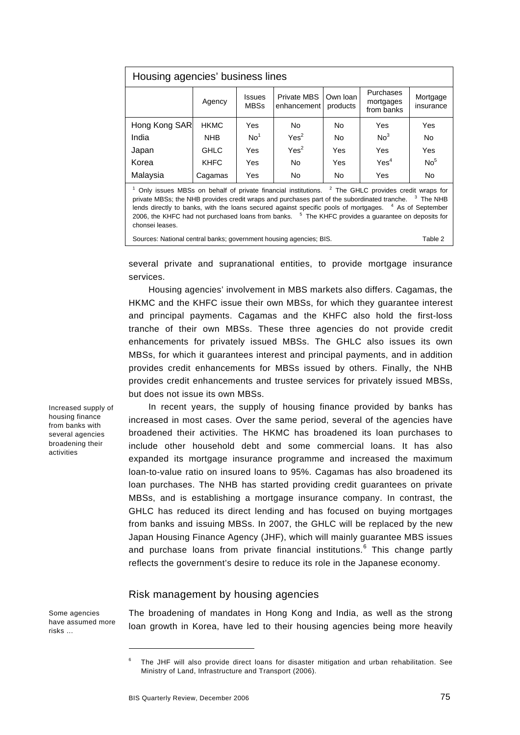**Housing agencies' business lines**

| | Agency | Issues MBSs | Private MBS enhancement | Own loan products | Purchases mortgages from banks | Mortgage insurance |
|---|---|---|---|---|---|---|
| Hong Kong SAR | HKMC | Yes | No | No | Yes | Yes |
| India | NHB | No[1] | Yes[2] | No | No[3] | No |
| Japan | GHLC | Yes | Yes[2] | Yes | Yes | Yes |
| Korea | KHFC | Yes | No | Yes | Yes[4] | No[5] |
| Malaysia | Cagamas | Yes | No | No | Yes | No |

[1] Only issues MBSs on behalf of private financial institutions. [2] The GHLC provides credit wraps for private MBSs; the NHB provides credit wraps and purchases part of the subordinated tranche. [3] The NHB lends directly to banks, with the loans secured against specific pools of mortgages. [4] As of September 2006, the KHFC had not purchased loans from banks. [5] The KHFC provides a guarantee on deposits for chonsei leases.

Sources: National central banks; government housing agencies; BIS. Table 2

several private and supranational entities, to provide mortgage insurance services.

Housing agencies' involvement in MBS markets also differs. Cagamas, the HKMC and the KHFC issue their own MBSs, for which they guarantee interest and principal payments. Cagamas and the KHFC also hold the first-loss tranche of their own MBSs. These three agencies do not provide credit enhancements for privately issued MBSs. The GHLC also issues its own MBSs, for which it guarantees interest and principal payments, and in addition provides credit enhancements for MBSs issued by others. Finally, the NHB provides credit enhancements and trustee services for privately issued MBSs, but does not issue its own MBSs.

*Increased supply of housing finance from banks with several agencies broadening their activities*

In recent years, the supply of housing finance provided by banks has increased in most cases. Over the same period, several of the agencies have broadened their activities. The HKMC has broadened its loan purchases to include other household debt and some commercial loans. It has also expanded its mortgage insurance programme and increased the maximum loan-to-value ratio on insured loans to 95%. Cagamas has also broadened its loan purchases. The NHB has started providing credit guarantees on private MBSs, and is establishing a mortgage insurance company. In contrast, the GHLC has reduced its direct lending and has focused on buying mortgages from banks and issuing MBSs. In 2007, the GHLC will be replaced by the new Japan Housing Finance Agency (JHF), which will mainly guarantee MBS issues and purchase loans from private financial institutions.[6] This change partly reflects the government's desire to reduce its role in the Japanese economy.

## Risk management by housing agencies

*Some agencies have assumed more risks ...*

The broadening of mandates in Hong Kong and India, as well as the strong loan growth in Korea, have led to their housing agencies being more heavily

[6] The JHF will also provide direct loans for disaster mitigation and urban rehabilitation. See Ministry of Land, Infrastructure and Transport (2006).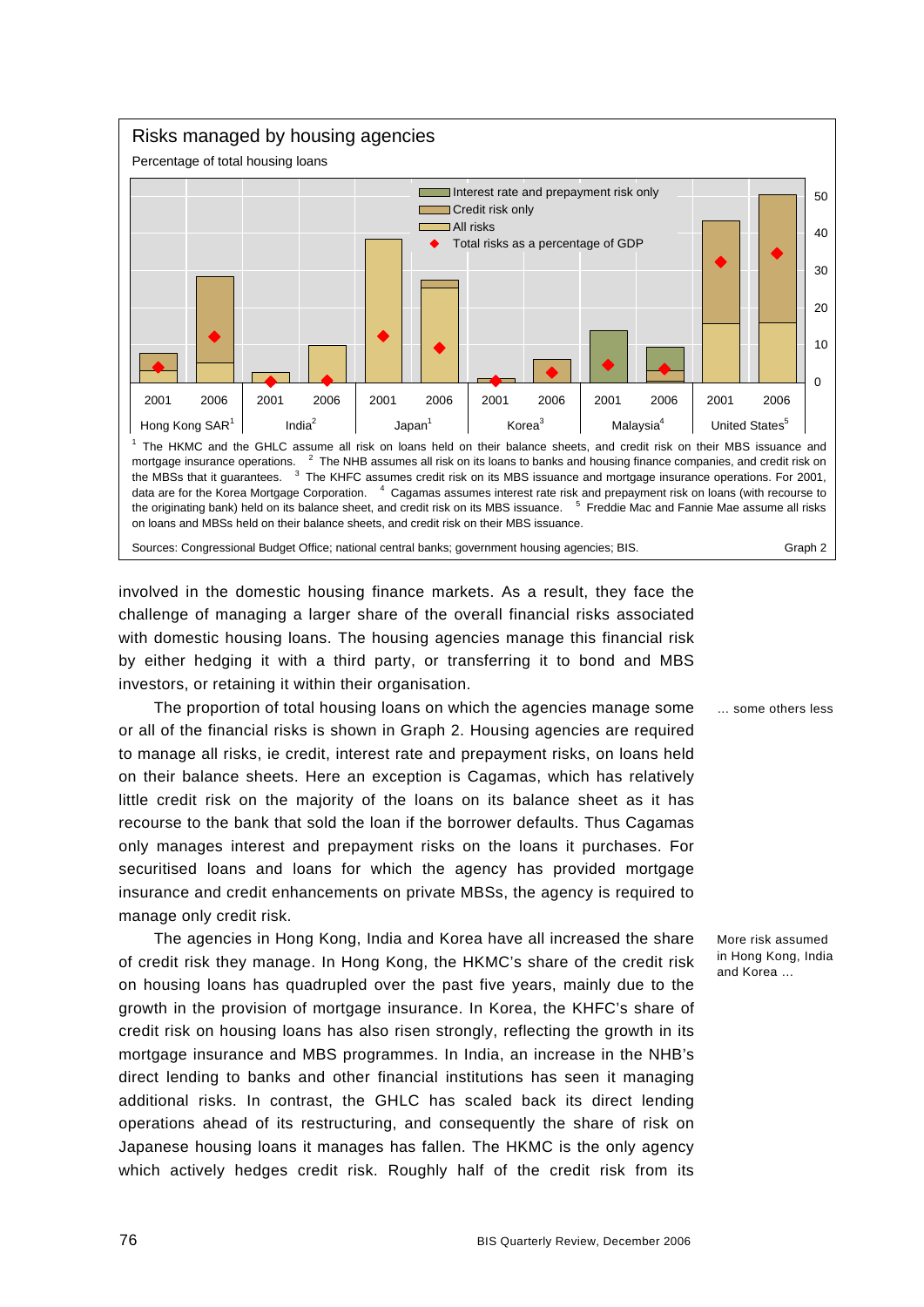**Risks managed by housing agencies**

Percentage of total housing loans

[1] The HKMC and the GHLC assume all risk on loans held on their balance sheets, and credit risk on their MBS issuance and mortgage insurance operations. [2] The NHB assumes all risk on its loans to banks and housing finance companies, and credit risk on the MBSs that it guarantees. [3] The KHFC assumes credit risk on its MBS issuance and mortgage insurance operations. For 2001, data are for the Korea Mortgage Corporation. [4] Cagamas assumes interest rate risk and prepayment risk on loans (with recourse to the originating bank) held on its balance sheet, and credit risk on its MBS issuance. [5] Freddie Mac and Fannie Mae assume all risks on loans and MBSs held on their balance sheets, and credit risk on their MBS issuance.

Sources: Congressional Budget Office; national central banks; government housing agencies; BIS. Graph 2

involved in the domestic housing finance markets. As a result, they face the challenge of managing a larger share of the overall financial risks associated with domestic housing loans. The housing agencies manage this financial risk by either hedging it with a third party, or transferring it to bond and MBS investors, or retaining it within their organisation.

*... some others less*

The proportion of total housing loans on which the agencies manage some or all of the financial risks is shown in Graph 2. Housing agencies are required to manage all risks, ie credit, interest rate and prepayment risks, on loans held on their balance sheets. Here an exception is Cagamas, which has relatively little credit risk on the majority of the loans on its balance sheet as it has recourse to the bank that sold the loan if the borrower defaults. Thus Cagamas only manages interest and prepayment risks on the loans it purchases. For securitised loans and loans for which the agency has provided mortgage insurance and credit enhancements on private MBSs, the agency is required to manage only credit risk.

*More risk assumed in Hong Kong, India and Korea ...*

The agencies in Hong Kong, India and Korea have all increased the share of credit risk they manage. In Hong Kong, the HKMC's share of the credit risk on housing loans has quadrupled over the past five years, mainly due to the growth in the provision of mortgage insurance. In Korea, the KHFC's share of credit risk on housing loans has also risen strongly, reflecting the growth in its mortgage insurance and MBS programmes. In India, an increase in the NHB's direct lending to banks and other financial institutions has seen it managing additional risks. In contrast, the GHLC has scaled back its direct lending operations ahead of its restructuring, and consequently the share of risk on Japanese housing loans it manages has fallen. The HKMC is the only agency which actively hedges credit risk. Roughly half of the credit risk from its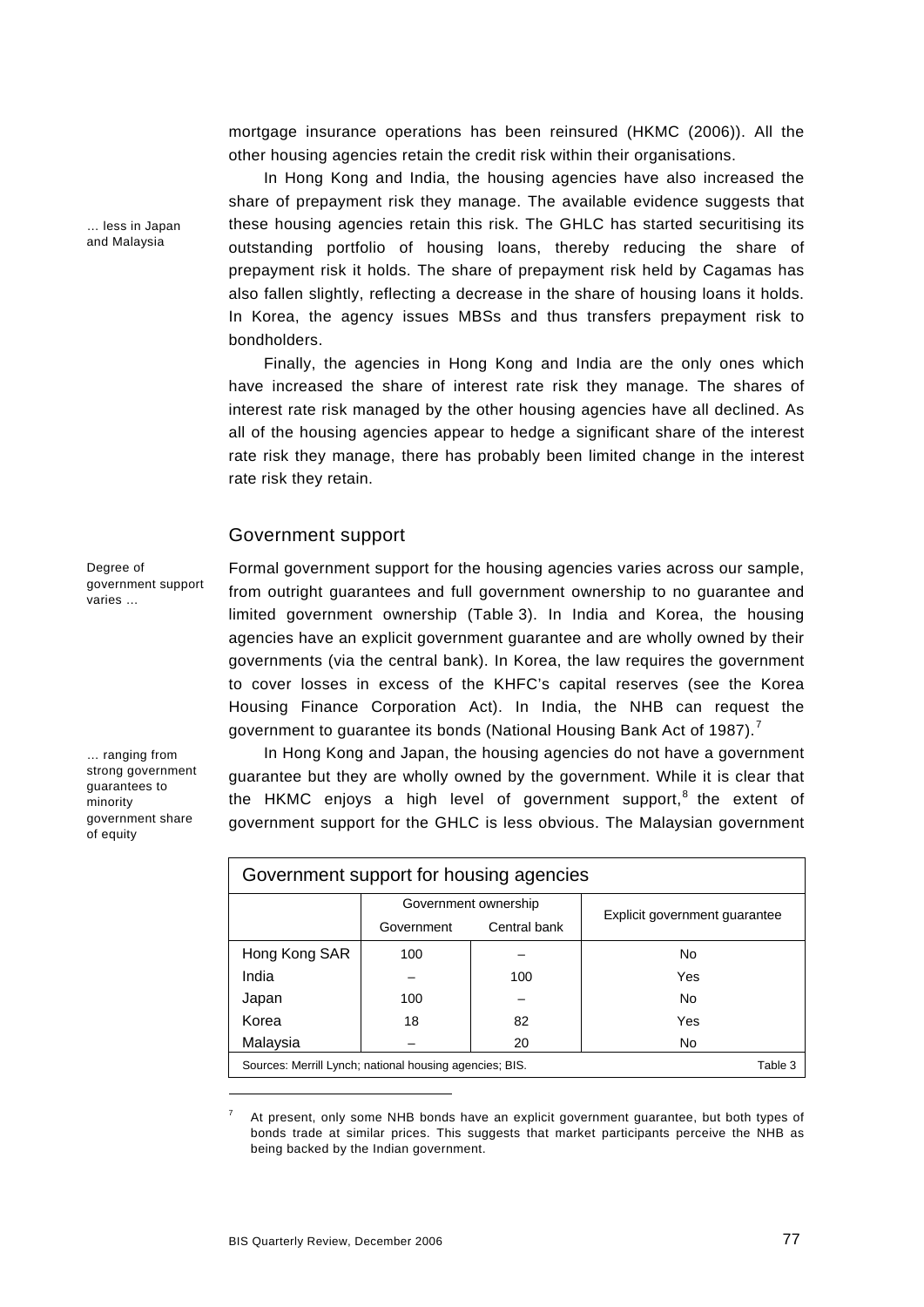mortgage insurance operations has been reinsured (HKMC (2006)). All the other housing agencies retain the credit risk within their organisations.

… less in Japan and Malaysia

In Hong Kong and India, the housing agencies have also increased the share of prepayment risk they manage. The available evidence suggests that these housing agencies retain this risk. The GHLC has started securitising its outstanding portfolio of housing loans, thereby reducing the share of prepayment risk it holds. The share of prepayment risk held by Cagamas has also fallen slightly, reflecting a decrease in the share of housing loans it holds. In Korea, the agency issues MBSs and thus transfers prepayment risk to bondholders.

Finally, the agencies in Hong Kong and India are the only ones which have increased the share of interest rate risk they manage. The shares of interest rate risk managed by the other housing agencies have all declined. As all of the housing agencies appear to hedge a significant share of the interest rate risk they manage, there has probably been limited change in the interest rate risk they retain.

## Government support

Degree of government support varies …

Formal government support for the housing agencies varies across our sample, from outright guarantees and full government ownership to no guarantee and limited government ownership (Table 3). In India and Korea, the housing agencies have an explicit government guarantee and are wholly owned by their governments (via the central bank). In Korea, the law requires the government to cover losses in excess of the KHFC's capital reserves (see the Korea Housing Finance Corporation Act). In India, the NHB can request the government to guarantee its bonds (National Housing Bank Act of 1987).[7]

… ranging from strong government guarantees to minority government share of equity

In Hong Kong and Japan, the housing agencies do not have a government guarantee but they are wholly owned by the government. While it is clear that the HKMC enjoys a high level of government support,[8] the extent of government support for the GHLC is less obvious. The Malaysian government

**Government support for housing agencies**

| | Government ownership | | Explicit government guarantee |
|---|---|---|---|
| | Government | Central bank | |
| Hong Kong SAR | 100 | – | No |
| India | – | 100 | Yes |
| Japan | 100 | – | No |
| Korea | 18 | 82 | Yes |
| Malaysia | – | 20 | No |

Sources: Merrill Lynch; national housing agencies; BIS. Table 3

[7] At present, only some NHB bonds have an explicit government guarantee, but both types of bonds trade at similar prices. This suggests that market participants perceive the NHB as being backed by the Indian government.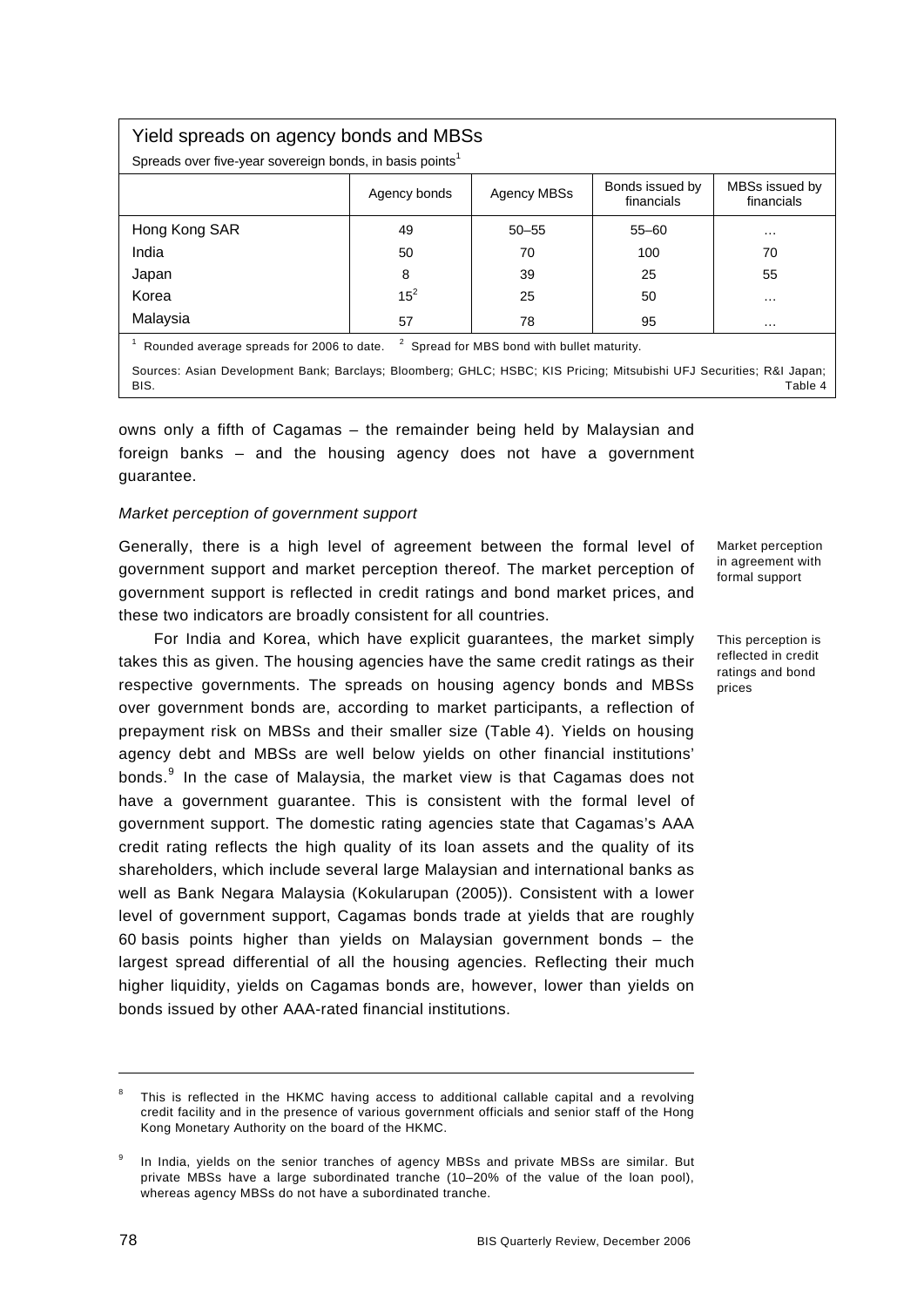**Yield spreads on agency bonds and MBSs**

Spreads over five-year sovereign bonds, in basis points[1]

| | Agency bonds | Agency MBSs | Bonds issued by financials | MBSs issued by financials |
|---|---|---|---|---|
| Hong Kong SAR | 49 | 50–55 | 55–60 | … |
| India | 50 | 70 | 100 | 70 |
| Japan | 8 | 39 | 25 | 55 |
| Korea | 15[2] | 25 | 50 | … |
| Malaysia | 57 | 78 | 95 | … |

[1] Rounded average spreads for 2006 to date. [2] Spread for MBS bond with bullet maturity.

Sources: Asian Development Bank; Barclays; Bloomberg; GHLC; HSBC; KIS Pricing; Mitsubishi UFJ Securities; R&I Japan; BIS. Table 4

owns only a fifth of Cagamas – the remainder being held by Malaysian and foreign banks – and the housing agency does not have a government guarantee.

*Market perception of government support*

Market perception in agreement with formal support

Generally, there is a high level of agreement between the formal level of government support and market perception thereof. The market perception of government support is reflected in credit ratings and bond market prices, and these two indicators are broadly consistent for all countries.

This perception is reflected in credit ratings and bond prices

For India and Korea, which have explicit guarantees, the market simply takes this as given. The housing agencies have the same credit ratings as their respective governments. The spreads on housing agency bonds and MBSs over government bonds are, according to market participants, a reflection of prepayment risk on MBSs and their smaller size (Table 4). Yields on housing agency debt and MBSs are well below yields on other financial institutions' bonds.[9] In the case of Malaysia, the market view is that Cagamas does not have a government guarantee. This is consistent with the formal level of government support. The domestic rating agencies state that Cagamas's AAA credit rating reflects the high quality of its loan assets and the quality of its shareholders, which include several large Malaysian and international banks as well as Bank Negara Malaysia (Kokularupan (2005)). Consistent with a lower level of government support, Cagamas bonds trade at yields that are roughly 60 basis points higher than yields on Malaysian government bonds – the largest spread differential of all the housing agencies. Reflecting their much higher liquidity, yields on Cagamas bonds are, however, lower than yields on bonds issued by other AAA-rated financial institutions.

---

[8] This is reflected in the HKMC having access to additional callable capital and a revolving credit facility and in the presence of various government officials and senior staff of the Hong Kong Monetary Authority on the board of the HKMC.

[9] In India, yields on the senior tranches of agency MBSs and private MBSs are similar. But private MBSs have a large subordinated tranche (10–20% of the value of the loan pool), whereas agency MBSs do not have a subordinated tranche.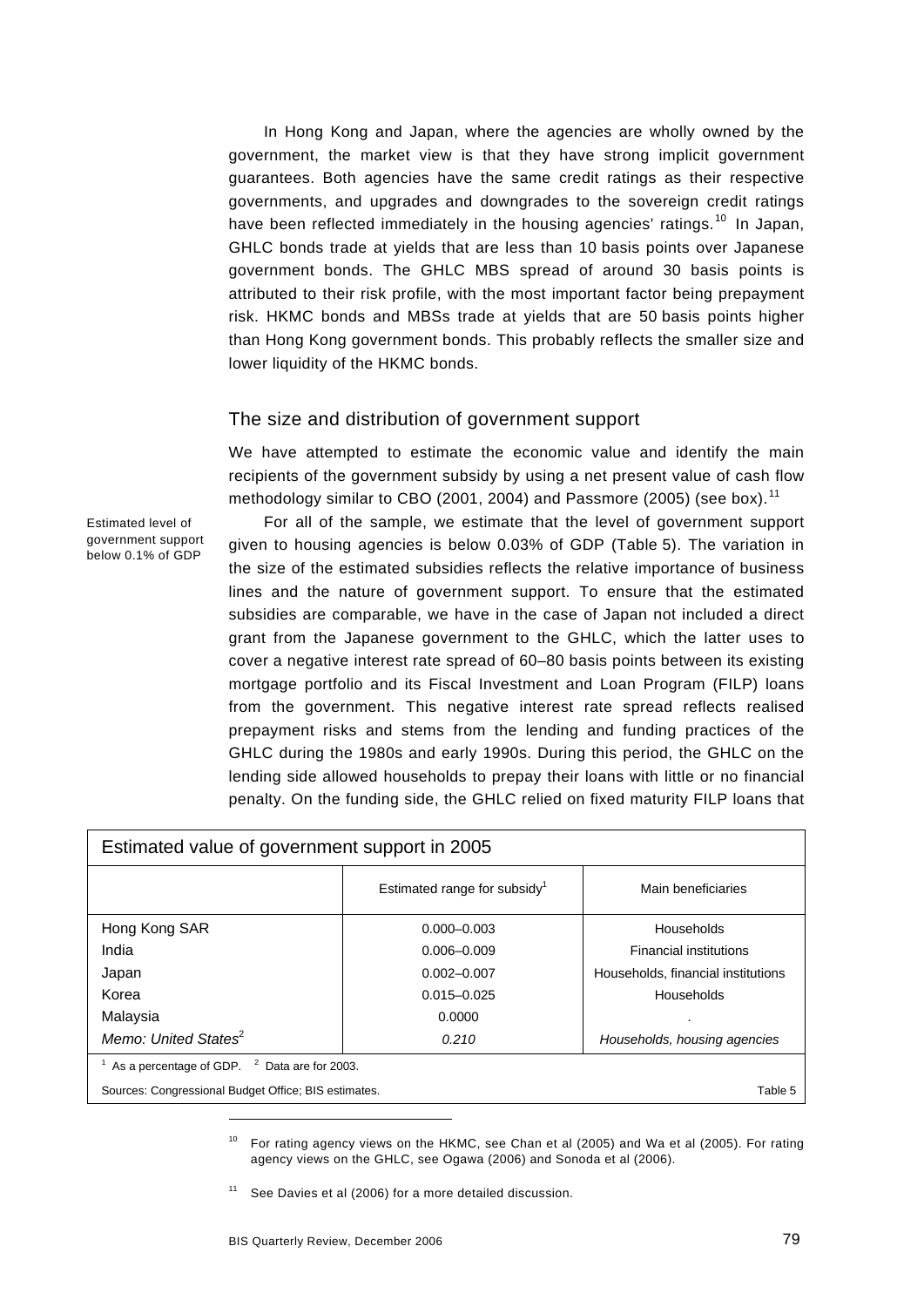In Hong Kong and Japan, where the agencies are wholly owned by the government, the market view is that they have strong implicit government guarantees. Both agencies have the same credit ratings as their respective governments, and upgrades and downgrades to the sovereign credit ratings have been reflected immediately in the housing agencies' ratings.[10] In Japan, GHLC bonds trade at yields that are less than 10 basis points over Japanese government bonds. The GHLC MBS spread of around 30 basis points is attributed to their risk profile, with the most important factor being prepayment risk. HKMC bonds and MBSs trade at yields that are 50 basis points higher than Hong Kong government bonds. This probably reflects the smaller size and lower liquidity of the HKMC bonds.

### The size and distribution of government support

We have attempted to estimate the economic value and identify the main recipients of the government subsidy by using a net present value of cash flow methodology similar to CBO (2001, 2004) and Passmore (2005) (see box).[11]

Estimated level of government support below 0.1% of GDP

For all of the sample, we estimate that the level of government support given to housing agencies is below 0.03% of GDP (Table 5). The variation in the size of the estimated subsidies reflects the relative importance of business lines and the nature of government support. To ensure that the estimated subsidies are comparable, we have in the case of Japan not included a direct grant from the Japanese government to the GHLC, which the latter uses to cover a negative interest rate spread of 60–80 basis points between its existing mortgage portfolio and its Fiscal Investment and Loan Program (FILP) loans from the government. This negative interest rate spread reflects realised prepayment risks and stems from the lending and funding practices of the GHLC during the 1980s and early 1990s. During this period, the GHLC on the lending side allowed households to prepay their loans with little or no financial penalty. On the funding side, the GHLC relied on fixed maturity FILP loans that

**Estimated value of government support in 2005**

| | Estimated range for subsidy[1] | Main beneficiaries |
|---|---|---|
| Hong Kong SAR | 0.000–0.003 | Households |
| India | 0.006–0.009 | Financial institutions |
| Japan | 0.002–0.007 | Households, financial institutions |
| Korea | 0.015–0.025 | Households |
| Malaysia | 0.0000 | . |
| *Memo: United States*[2] | *0.210* | *Households, housing agencies* |

[1] As a percentage of GDP. [2] Data are for 2003.

Sources: Congressional Budget Office; BIS estimates. Table 5

[10] For rating agency views on the HKMC, see Chan et al (2005) and Wa et al (2005). For rating agency views on the GHLC, see Ogawa (2006) and Sonoda et al (2006).

[11] See Davies et al (2006) for a more detailed discussion.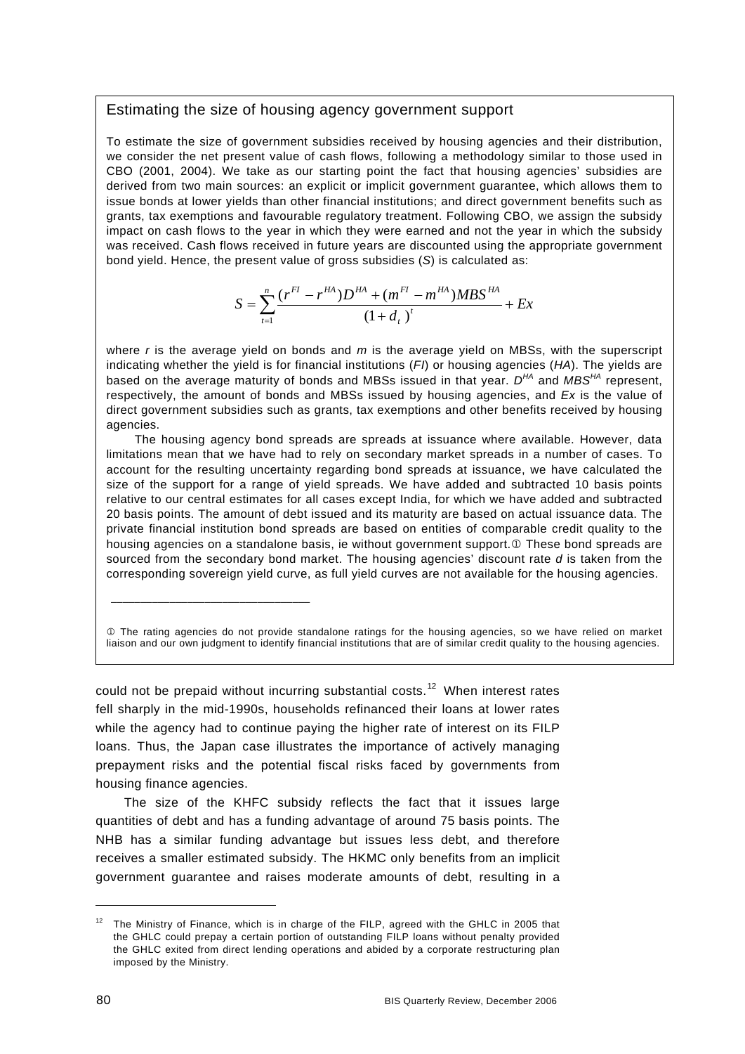### Estimating the size of housing agency government support

To estimate the size of government subsidies received by housing agencies and their distribution, we consider the net present value of cash flows, following a methodology similar to those used in CBO (2001, 2004). We take as our starting point the fact that housing agencies' subsidies are derived from two main sources: an explicit or implicit government guarantee, which allows them to issue bonds at lower yields than other financial institutions; and direct government benefits such as grants, tax exemptions and favourable regulatory treatment. Following CBO, we assign the subsidy impact on cash flows to the year in which they were earned and not the year in which the subsidy was received. Cash flows received in future years are discounted using the appropriate government bond yield. Hence, the present value of gross subsidies ($S$) is calculated as:

$$S = \sum_{t=1}^{n} \frac{(r^{FI} - r^{HA})D^{HA} + (m^{FI} - m^{HA})MBS^{HA}}{(1+d_t)^t} + Ex$$

where $r$ is the average yield on bonds and $m$ is the average yield on MBSs, with the superscript indicating whether the yield is for financial institutions ($FI$) or housing agencies ($HA$). The yields are based on the average maturity of bonds and MBSs issued in that year. $D^{HA}$ and $MBS^{HA}$ represent, respectively, the amount of bonds and MBSs issued by housing agencies, and $Ex$ is the value of direct government subsidies such as grants, tax exemptions and other benefits received by housing agencies.

The housing agency bond spreads are spreads at issuance where available. However, data limitations mean that we have had to rely on secondary market spreads in a number of cases. To account for the resulting uncertainty regarding bond spreads at issuance, we have calculated the size of the support for a range of yield spreads. We have added and subtracted 10 basis points relative to our central estimates for all cases except India, for which we have added and subtracted 20 basis points. The amount of debt issued and its maturity are based on actual issuance data. The private financial institution bond spreads are based on entities of comparable credit quality to the housing agencies on a standalone basis, ie without government support.[1] These bond spreads are sourced from the secondary bond market. The housing agencies' discount rate $d$ is taken from the corresponding sovereign yield curve, as full yield curves are not available for the housing agencies.

---

[1] The rating agencies do not provide standalone ratings for the housing agencies, so we have relied on market liaison and our own judgment to identify financial institutions that are of similar credit quality to the housing agencies.

could not be prepaid without incurring substantial costs.[12] When interest rates fell sharply in the mid-1990s, households refinanced their loans at lower rates while the agency had to continue paying the higher rate of interest on its FILP loans. Thus, the Japan case illustrates the importance of actively managing prepayment risks and the potential fiscal risks faced by governments from housing finance agencies.

The size of the KHFC subsidy reflects the fact that it issues large quantities of debt and has a funding advantage of around 75 basis points. The NHB has a similar funding advantage but issues less debt, and therefore receives a smaller estimated subsidy. The HKMC only benefits from an implicit government guarantee and raises moderate amounts of debt, resulting in a

---

[12] The Ministry of Finance, which is in charge of the FILP, agreed with the GHLC in 2005 that the GHLC could prepay a certain portion of outstanding FILP loans without penalty provided the GHLC exited from direct lending operations and abided by a corporate restructuring plan imposed by the Ministry.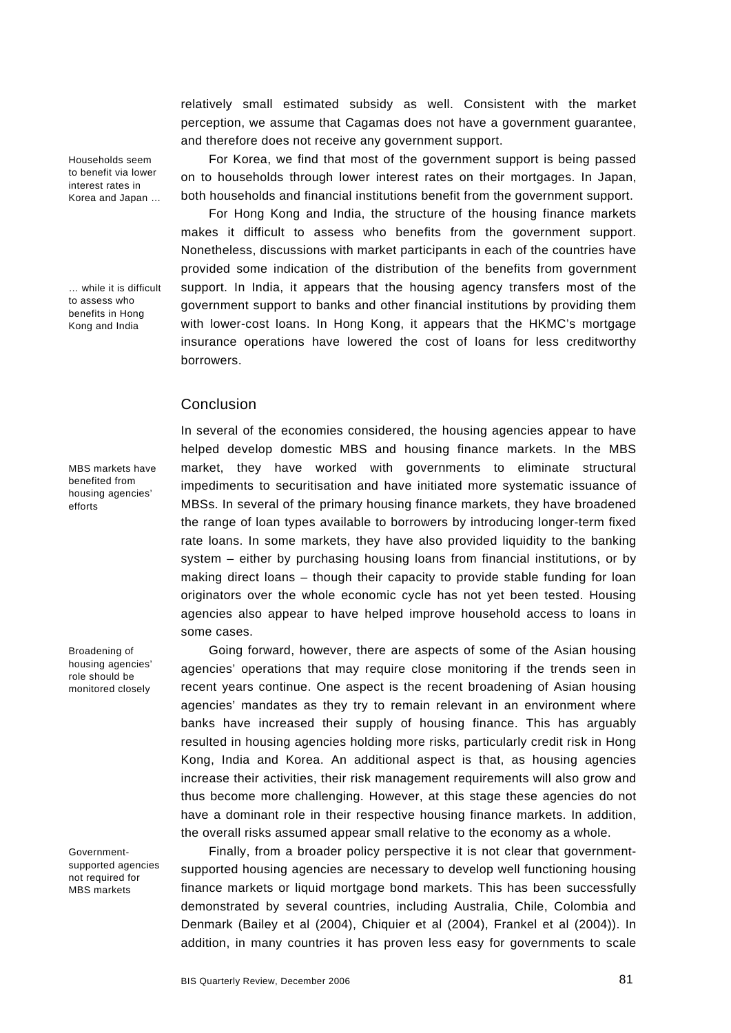relatively small estimated subsidy as well. Consistent with the market perception, we assume that Cagamas does not have a government guarantee, and therefore does not receive any government support.

Households seem to benefit via lower interest rates in Korea and Japan ...

For Korea, we find that most of the government support is being passed on to households through lower interest rates on their mortgages. In Japan, both households and financial institutions benefit from the government support.

... while it is difficult to assess who benefits in Hong Kong and India

For Hong Kong and India, the structure of the housing finance markets makes it difficult to assess who benefits from the government support. Nonetheless, discussions with market participants in each of the countries have provided some indication of the distribution of the benefits from government support. In India, it appears that the housing agency transfers most of the government support to banks and other financial institutions by providing them with lower-cost loans. In Hong Kong, it appears that the HKMC's mortgage insurance operations have lowered the cost of loans for less creditworthy borrowers.

## Conclusion

MBS markets have benefited from housing agencies' efforts

In several of the economies considered, the housing agencies appear to have helped develop domestic MBS and housing finance markets. In the MBS market, they have worked with governments to eliminate structural impediments to securitisation and have initiated more systematic issuance of MBSs. In several of the primary housing finance markets, they have broadened the range of loan types available to borrowers by introducing longer-term fixed rate loans. In some markets, they have also provided liquidity to the banking system – either by purchasing housing loans from financial institutions, or by making direct loans – though their capacity to provide stable funding for loan originators over the whole economic cycle has not yet been tested. Housing agencies also appear to have helped improve household access to loans in some cases.

Broadening of housing agencies' role should be monitored closely

Going forward, however, there are aspects of some of the Asian housing agencies' operations that may require close monitoring if the trends seen in recent years continue. One aspect is the recent broadening of Asian housing agencies' mandates as they try to remain relevant in an environment where banks have increased their supply of housing finance. This has arguably resulted in housing agencies holding more risks, particularly credit risk in Hong Kong, India and Korea. An additional aspect is that, as housing agencies increase their activities, their risk management requirements will also grow and thus become more challenging. However, at this stage these agencies do not have a dominant role in their respective housing finance markets. In addition, the overall risks assumed appear small relative to the economy as a whole.

Government-supported agencies not required for MBS markets

Finally, from a broader policy perspective it is not clear that government-supported housing agencies are necessary to develop well functioning housing finance markets or liquid mortgage bond markets. This has been successfully demonstrated by several countries, including Australia, Chile, Colombia and Denmark (Bailey et al (2004), Chiquier et al (2004), Frankel et al (2004)). In addition, in many countries it has proven less easy for governments to scale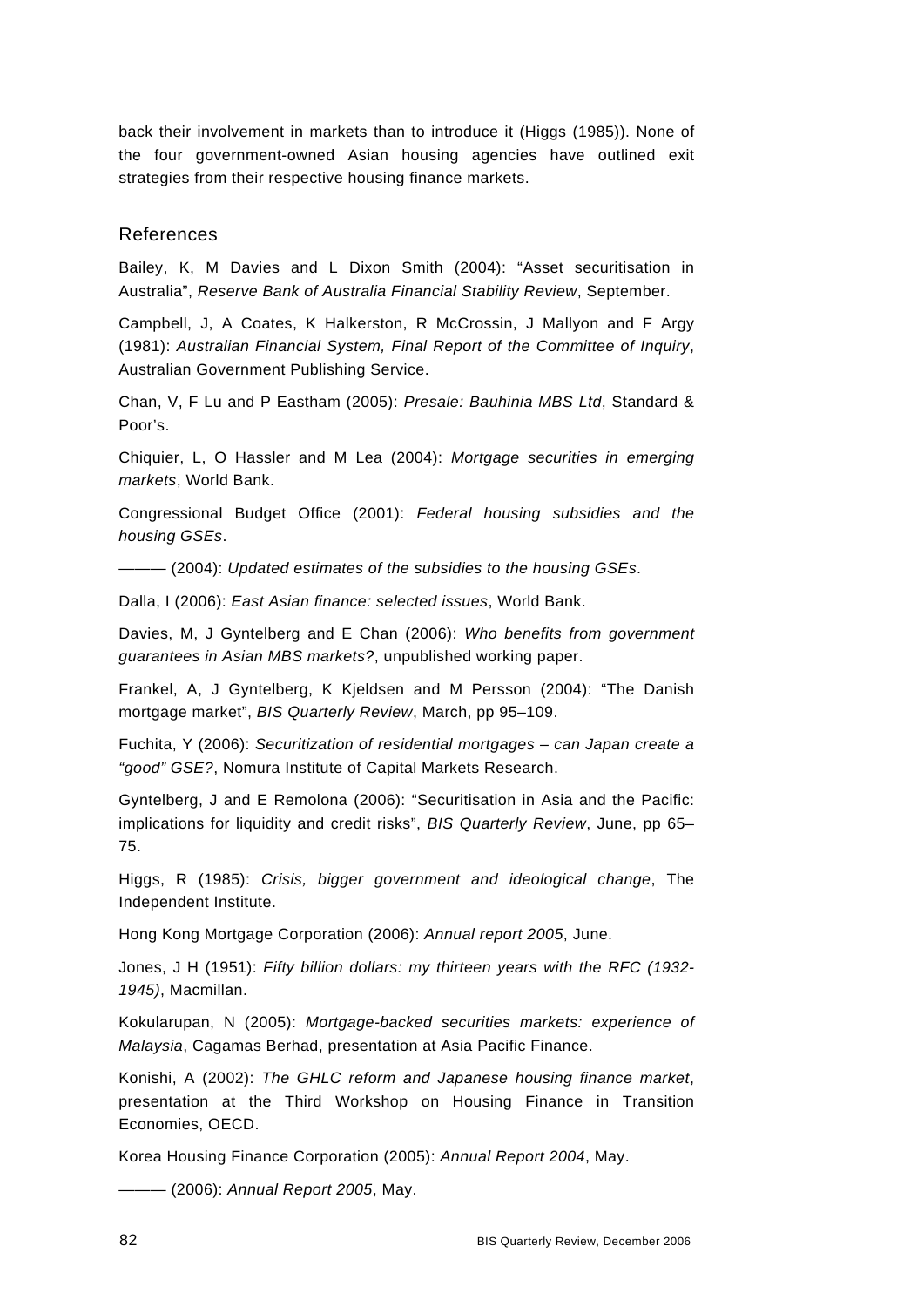back their involvement in markets than to introduce it (Higgs (1985)). None of the four government-owned Asian housing agencies have outlined exit strategies from their respective housing finance markets.

## References

Bailey, K, M Davies and L Dixon Smith (2004): "Asset securitisation in Australia", *Reserve Bank of Australia Financial Stability Review*, September.

Campbell, J, A Coates, K Halkerston, R McCrossin, J Mallyon and F Argy (1981): *Australian Financial System, Final Report of the Committee of Inquiry*, Australian Government Publishing Service.

Chan, V, F Lu and P Eastham (2005): *Presale: Bauhinia MBS Ltd*, Standard & Poor's.

Chiquier, L, O Hassler and M Lea (2004): *Mortgage securities in emerging markets*, World Bank.

Congressional Budget Office (2001): *Federal housing subsidies and the housing GSEs*.

——— (2004): *Updated estimates of the subsidies to the housing GSEs*.

Dalla, I (2006): *East Asian finance: selected issues*, World Bank.

Davies, M, J Gyntelberg and E Chan (2006): *Who benefits from government guarantees in Asian MBS markets?*, unpublished working paper.

Frankel, A, J Gyntelberg, K Kjeldsen and M Persson (2004): "The Danish mortgage market", *BIS Quarterly Review*, March, pp 95–109.

Fuchita, Y (2006): *Securitization of residential mortgages – can Japan create a "good" GSE?*, Nomura Institute of Capital Markets Research.

Gyntelberg, J and E Remolona (2006): "Securitisation in Asia and the Pacific: implications for liquidity and credit risks", *BIS Quarterly Review*, June, pp 65–75.

Higgs, R (1985): *Crisis, bigger government and ideological change*, The Independent Institute.

Hong Kong Mortgage Corporation (2006): *Annual report 2005*, June.

Jones, J H (1951): *Fifty billion dollars: my thirteen years with the RFC (1932-1945)*, Macmillan.

Kokularupan, N (2005): *Mortgage-backed securities markets: experience of Malaysia*, Cagamas Berhad, presentation at Asia Pacific Finance.

Konishi, A (2002): *The GHLC reform and Japanese housing finance market*, presentation at the Third Workshop on Housing Finance in Transition Economies, OECD.

Korea Housing Finance Corporation (2005): *Annual Report 2004*, May.

——— (2006): *Annual Report 2005*, May.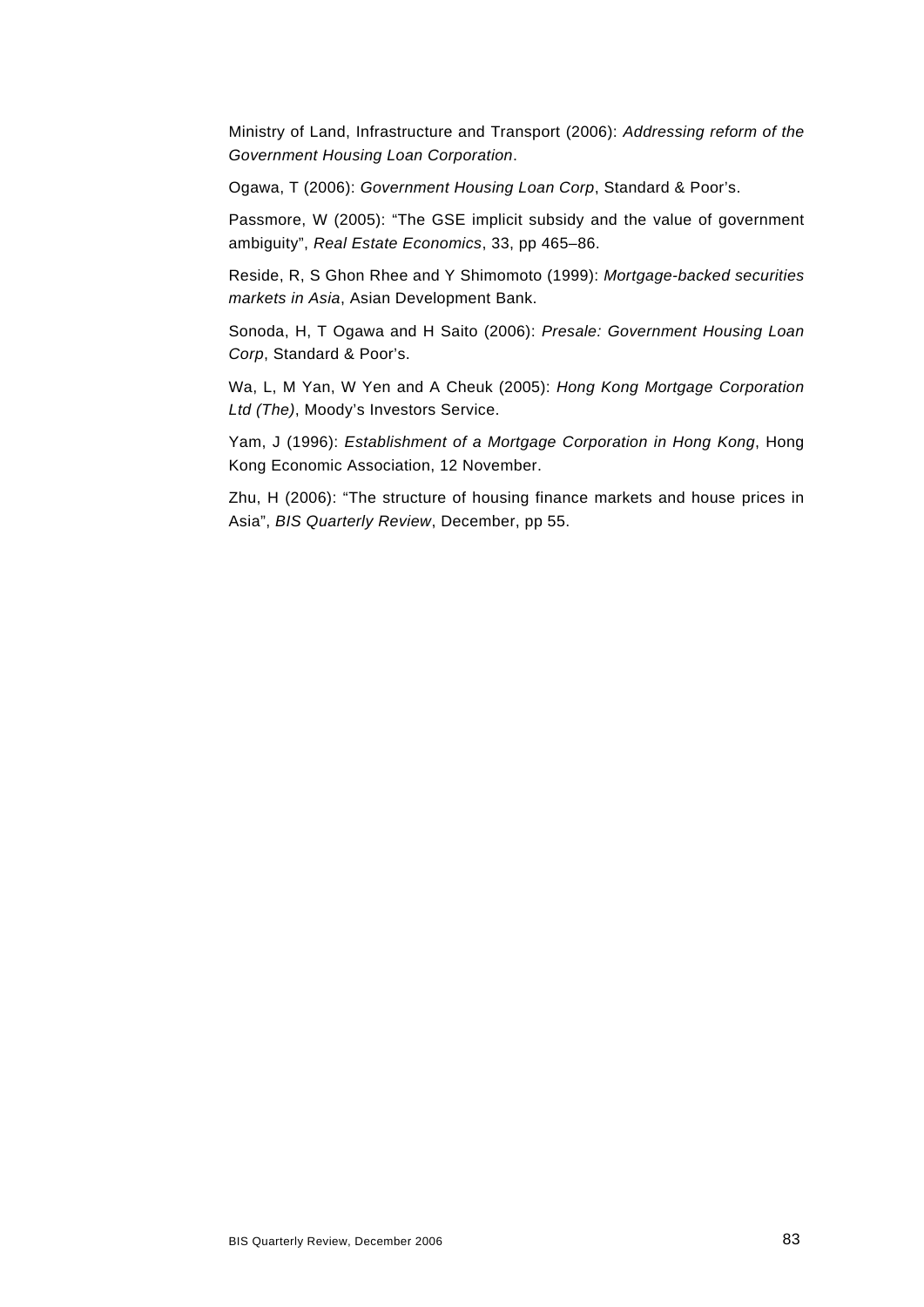Ministry of Land, Infrastructure and Transport (2006): *Addressing reform of the Government Housing Loan Corporation*.

Ogawa, T (2006): *Government Housing Loan Corp*, Standard & Poor's.

Passmore, W (2005): "The GSE implicit subsidy and the value of government ambiguity", *Real Estate Economics*, 33, pp 465–86.

Reside, R, S Ghon Rhee and Y Shimomoto (1999): *Mortgage-backed securities markets in Asia*, Asian Development Bank.

Sonoda, H, T Ogawa and H Saito (2006): *Presale: Government Housing Loan Corp*, Standard & Poor's.

Wa, L, M Yan, W Yen and A Cheuk (2005): *Hong Kong Mortgage Corporation Ltd (The)*, Moody's Investors Service.

Yam, J (1996): *Establishment of a Mortgage Corporation in Hong Kong*, Hong Kong Economic Association, 12 November.

Zhu, H (2006): "The structure of housing finance markets and house prices in Asia", *BIS Quarterly Review*, December, pp 55.